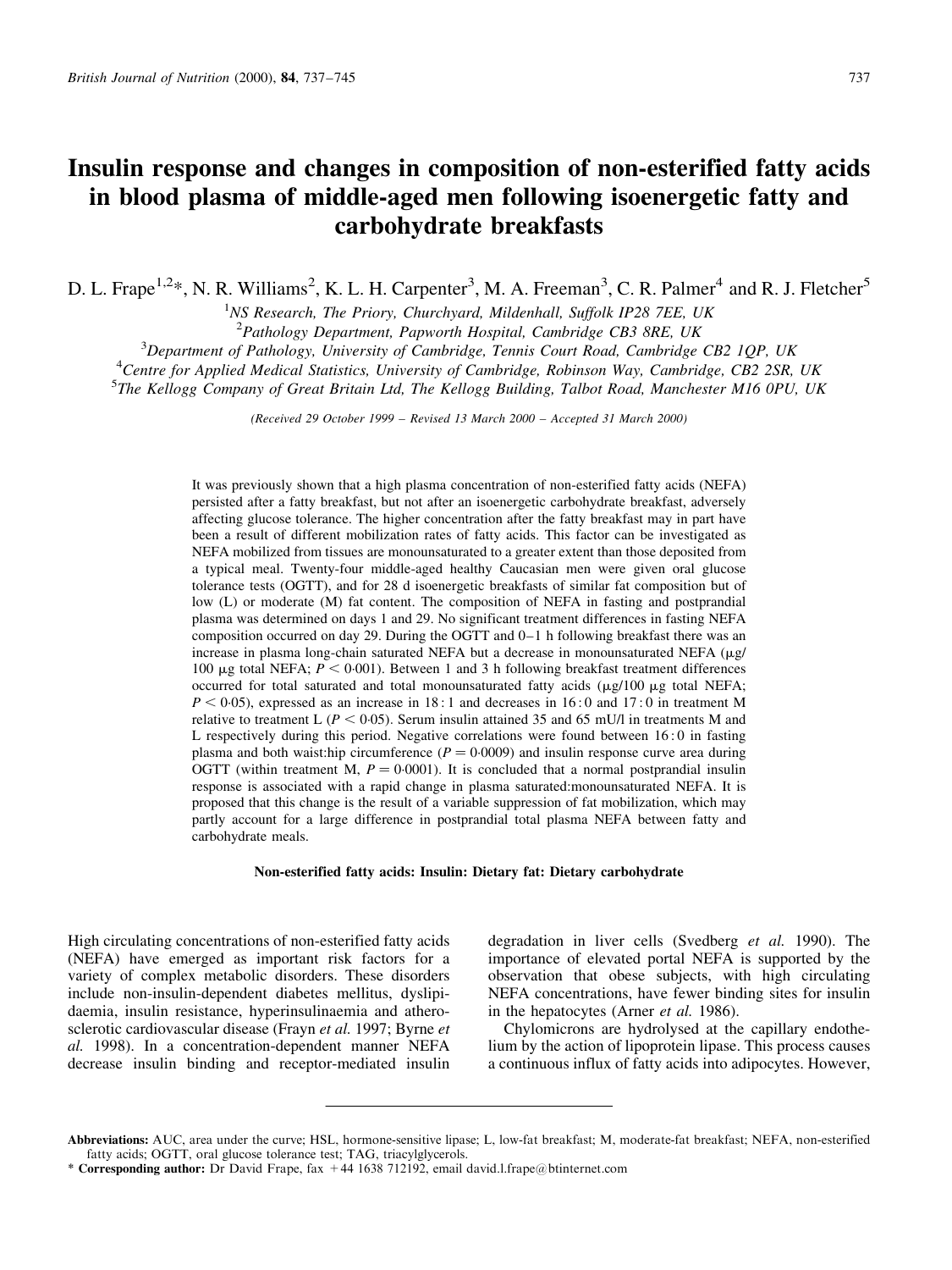# Insulin response and changes in composition of non-esterified fatty acids in blood plasma of middle-aged men following isoenergetic fatty and carbohydrate breakfasts

D. L. Frape[1,2]*, N. R. Williams[2], K. L. H. Carpenter[3], M. A. Freeman[3], C. R. Palmer[4] and R. J. Fletcher[5]

[1]NS Research, The Priory, Churchyard, Mildenhall, Suffolk IP28 7EE, UK
[2]Pathology Department, Papworth Hospital, Cambridge CB3 8RE, UK
[3]Department of Pathology, University of Cambridge, Tennis Court Road, Cambridge CB2 1QP, UK
[4]Centre for Applied Medical Statistics, University of Cambridge, Robinson Way, Cambridge, CB2 2SR, UK
[5]The Kellogg Company of Great Britain Ltd, The Kellogg Building, Talbot Road, Manchester M16 0PU, UK

*(Received 29 October 1999 – Revised 13 March 2000 – Accepted 31 March 2000)*

It was previously shown that a high plasma concentration of non-esterified fatty acids (NEFA) persisted after a fatty breakfast, but not after an isoenergetic carbohydrate breakfast, adversely affecting glucose tolerance. The higher concentration after the fatty breakfast may in part have been a result of different mobilization rates of fatty acids. This factor can be investigated as NEFA mobilized from tissues are monounsaturated to a greater extent than those deposited from a typical meal. Twenty-four middle-aged healthy Caucasian men were given oral glucose tolerance tests (OGTT), and for 28 d isoenergetic breakfasts of similar fat composition but of low (L) or moderate (M) fat content. The composition of NEFA in fasting and postprandial plasma was determined on days 1 and 29. No significant treatment differences in fasting NEFA composition occurred on day 29. During the OGTT and 0–1 h following breakfast there was an increase in plasma long-chain saturated NEFA but a decrease in monounsaturated NEFA (μg/100 μg total NEFA; $P < 0.001$). Between 1 and 3 h following breakfast treatment differences occurred for total saturated and total monounsaturated fatty acids (μg/100 μg total NEFA; $P < 0.05$), expressed as an increase in 18 : 1 and decreases in 16 : 0 and 17 : 0 in treatment M relative to treatment L ($P < 0.05$). Serum insulin attained 35 and 65 mU/l in treatments M and L respectively during this period. Negative correlations were found between 16 : 0 in fasting plasma and both waist:hip circumference ($P = 0.0009$) and insulin response curve area during OGTT (within treatment M, $P = 0.0001$). It is concluded that a normal postprandial insulin response is associated with a rapid change in plasma saturated:monounsaturated NEFA. It is proposed that this change is the result of a variable suppression of fat mobilization, which may partly account for a large difference in postprandial total plasma NEFA between fatty and carbohydrate meals.

**Non-esterified fatty acids: Insulin: Dietary fat: Dietary carbohydrate**

High circulating concentrations of non-esterified fatty acids (NEFA) have emerged as important risk factors for a variety of complex metabolic disorders. These disorders include non-insulin-dependent diabetes mellitus, dyslipidaemia, insulin resistance, hyperinsulinaemia and atherosclerotic cardiovascular disease (Frayn *et al.* 1997; Byrne *et al.* 1998). In a concentration-dependent manner NEFA decrease insulin binding and receptor-mediated insulin degradation in liver cells (Svedberg *et al.* 1990). The importance of elevated portal NEFA is supported by the observation that obese subjects, with high circulating NEFA concentrations, have fewer binding sites for insulin in the hepatocytes (Arner *et al.* 1986).

Chylomicrons are hydrolysed at the capillary endothelium by the action of lipoprotein lipase. This process causes a continuous influx of fatty acids into adipocytes. However,

---

**Abbreviations:** AUC, area under the curve; HSL, hormone-sensitive lipase; L, low-fat breakfast; M, moderate-fat breakfast; NEFA, non-esterified fatty acids; OGTT, oral glucose tolerance test; TAG, triacylglycerols.

\* **Corresponding author:** Dr David Frape, fax +44 1638 712192, email david.l.frape@btinternet.com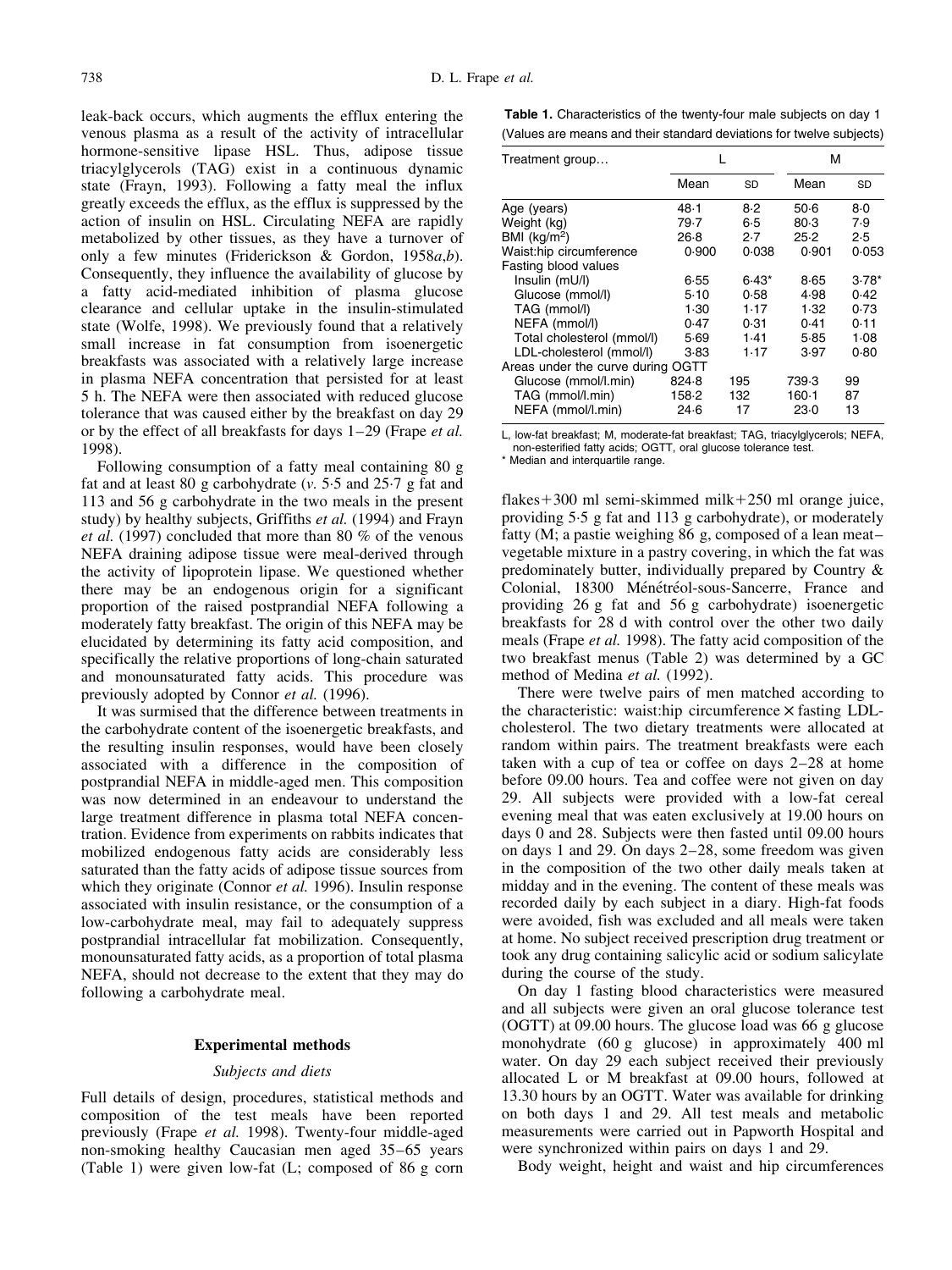leak-back occurs, which augments the efflux entering the venous plasma as a result of the activity of intracellular hormone-sensitive lipase HSL. Thus, adipose tissue triacylglycerols (TAG) exist in a continuous dynamic state (Frayn, 1993). Following a fatty meal the influx greatly exceeds the efflux, as the efflux is suppressed by the action of insulin on HSL. Circulating NEFA are rapidly metabolized by other tissues, as they have a turnover of only a few minutes (Friderickson & Gordon, 1958*a*,*b*). Consequently, they influence the availability of glucose by a fatty acid-mediated inhibition of plasma glucose clearance and cellular uptake in the insulin-stimulated state (Wolfe, 1998). We previously found that a relatively small increase in fat consumption from isoenergetic breakfasts was associated with a relatively large increase in plasma NEFA concentration that persisted for at least 5 h. The NEFA were then associated with reduced glucose tolerance that was caused either by the breakfast on day 29 or by the effect of all breakfasts for days 1–29 (Frape *et al.* 1998).

Following consumption of a fatty meal containing 80 g fat and at least 80 g carbohydrate (*v.* 5·5 and 25·7 g fat and 113 and 56 g carbohydrate in the present study) by healthy subjects, Griffiths *et al.* (1994) and Frayn *et al.* (1997) concluded that more than 80 % of the venous NEFA draining adipose tissue were meal-derived through the activity of lipoprotein lipase. We questioned whether there may be an endogenous origin for a significant proportion of the raised postprandial NEFA following a moderately fatty breakfast. The origin of this NEFA may be elucidated by determining its fatty acid composition, and specifically the relative proportions of long-chain saturated and monounsaturated fatty acids. This procedure was previously adopted by Connor *et al.* (1996).

It was surmised that the difference between treatments in the carbohydrate content of the isoenergetic breakfasts, and the resulting insulin responses, would have been closely associated with a difference in the composition of postprandial NEFA in middle-aged men. This composition was now determined in an endeavour to understand the large treatment difference in plasma total NEFA concentration. Evidence from experiments on rabbits indicates that mobilized endogenous fatty acids are considerably less saturated than the fatty acids of adipose tissue sources from which they originate (Connor *et al.* 1996). Insulin response associated with insulin resistance, or the consumption of a low-carbohydrate meal, may fail to adequately suppress postprandial intracellular fat mobilization. Consequently, monounsaturated fatty acids, as a proportion of total plasma NEFA, should not decrease to the extent that they may do following a carbohydrate meal.

## Experimental methods

### Subjects and diets

Full details of design, procedures, statistical methods and composition of the test meals have been reported previously (Frape *et al.* 1998). Twenty-four middle-aged non-smoking healthy Caucasian men aged 35–65 years (Table 1) were given low-fat (L; composed of 86 g corn flakes + 300 ml semi-skimmed milk + 250 ml orange juice, providing 5·5 g fat and 113 g carbohydrate), or moderately fatty (M; a pastie weighing 86 g, composed of a lean meat–vegetable mixture in a pastry covering, in which the fat was predominately butter, individually prepared by Country & Colonial, 18300 Ménétréol-sous-Sancerre, France and providing 26 g fat and 56 g carbohydrate) isoenergetic breakfasts for 28 d with control over the other two daily meals (Frape *et al.* 1998). The fatty acid composition of the two breakfast menus (Table 2) was determined by a GC method of Medina *et al.* (1992).

**Table 1.** Characteristics of the twenty-four male subjects on day 1
(Values are means and their standard deviations for twelve subjects)

| Treatment group… | L | | M | |
|---|---|---|---|---|
| | Mean | SD | Mean | SD |
| Age (years) | 48·1 | 8·2 | 50·6 | 8·0 |
| Weight (kg) | 79·7 | 6·5 | 80·3 | 7·9 |
| BMI (kg/m$^2$) | 26·8 | 2·7 | 25·2 | 2·5 |
| Waist:hip circumference | 0·900 | 0·038 | 0·901 | 0·053 |
| Fasting blood values | | | | |
| Insulin (mU/l) | 6·55 | 6·43* | 8·65 | 3·78* |
| Glucose (mmol/l) | 5·10 | 0·58 | 4·98 | 0·42 |
| TAG (mmol/l) | 1·30 | 1·17 | 1·32 | 0·73 |
| NEFA (mmol/l) | 0·47 | 0·31 | 0·41 | 0·11 |
| Total cholesterol (mmol/l) | 5·69 | 1·41 | 5·85 | 1·08 |
| LDL-cholesterol (mmol/l) | 3·83 | 1·17 | 3·97 | 0·80 |
| Areas under the curve during OGTT | | | | |
| Glucose (mmol/l.min) | 824·8 | 195 | 739·3 | 99 |
| TAG (mmol/l.min) | 158·2 | 132 | 160·1 | 87 |
| NEFA (mmol/l.min) | 24·6 | 17 | 23·0 | 13 |

L, low-fat breakfast; M, moderate-fat breakfast; TAG, triacylglycerols; NEFA, non-esterified fatty acids; OGTT, oral glucose tolerance test.
* Median and interquartile range.

There were twelve pairs of men matched according to the characteristic: waist:hip circumference × fasting LDL-cholesterol. The two dietary treatments were allocated at random within pairs. The treatment breakfasts were each taken with a cup of tea or coffee on days 2–28 at home before 09.00 hours. Tea and coffee were not given on day 29. All subjects were provided with a low-fat cereal evening meal that was eaten exclusively at 19.00 hours on days 0 and 28. Subjects were then fasted until 09.00 hours on days 1 and 29. On days 2–28, some freedom was given in the composition of the two other daily meals taken at midday and in the evening. The content of these meals was recorded daily by each subject in a diary. High-fat foods were avoided, fish was excluded and all meals were taken at home. No subject received prescription drug treatment or took any drug containing salicylic acid or sodium salicylate during the course of the study.

On day 1 fasting blood characteristics were measured and all subjects were given an oral glucose tolerance test (OGTT) at 09.00 hours. The glucose load was 66 g glucose monohydrate (60 g glucose) in approximately 400 ml water. On day 29 each subject received their previously allocated L or M breakfast at 09.00 hours, followed at 13.30 hours by an OGTT. Water was available for drinking on both days 1 and 29. All test meals and metabolic measurements were carried out in Papworth Hospital and were synchronized within pairs on days 1 and 29.

Body weight, height and waist and hip circumferences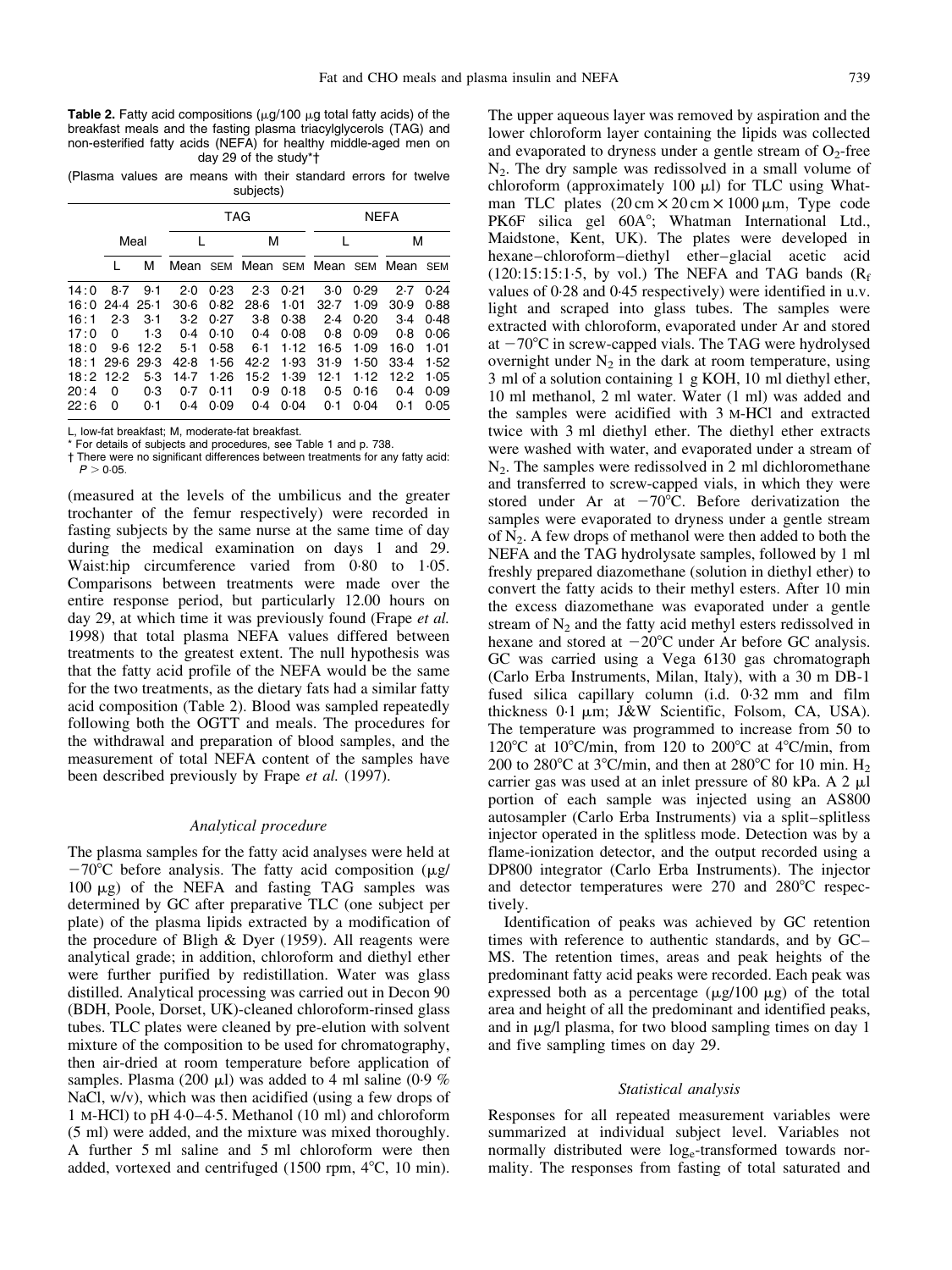**Table 2.** Fatty acid compositions (μg/100 μg total fatty acids) of the breakfast meals and the fasting plasma triacylglycerols (TAG) and non-esterified fatty acids (NEFA) for healthy middle-aged men on day 29 of the study*†

(Plasma values are means with their standard errors for twelve subjects)

| | Meal | | TAG | | | | NEFA | | | |
|---|---|---|---|---|---|---|---|---|---|---|
| | | | L | | M | | L | | M | |
| | L | M | Mean | SEM | Mean | SEM | Mean | SEM | Mean | SEM |
| 14:0 | 8·7 | 9·1 | 2·0 | 0·23 | 2·3 | 0·21 | 3·0 | 0·29 | 2·7 | 0·24 |
| 16:0 | 24·4 | 25·1 | 30·6 | 0·82 | 28·6 | 1·01 | 32·7 | 1·09 | 30·9 | 0·88 |
| 16:1 | 2·3 | 3·1 | 3·2 | 0·27 | 3·8 | 0·38 | 2·4 | 0·20 | 3·4 | 0·48 |
| 17:0 | 0 | 1·3 | 0·4 | 0·10 | 0·4 | 0·08 | 0·8 | 0·09 | 0·8 | 0·06 |
| 18:0 | 9·6 | 12·2 | 5·1 | 0·58 | 6·1 | 1·12 | 16·5 | 1·09 | 16·0 | 1·01 |
| 18:1 | 29·6 | 29·3 | 42·8 | 1·56 | 42·2 | 1·93 | 31·9 | 1·50 | 33·4 | 1·52 |
| 18:2 | 12·2 | 5·3 | 14·7 | 1·26 | 15·2 | 1·39 | 12·1 | 1·12 | 12·2 | 1·05 |
| 20:4 | 0 | 0·3 | 0·7 | 0·11 | 0·9 | 0·18 | 0·5 | 0·16 | 0·4 | 0·09 |
| 22:6 | 0 | 0·1 | 0·4 | 0·09 | 0·4 | 0·04 | 0·1 | 0·04 | 0·1 | 0·05 |

L, low-fat breakfast; M, moderate-fat breakfast.
* For details of subjects and procedures, see Table 1 and p. 738.
† There were no significant differences between treatments for any fatty acid: $P > 0·05$.

(measured at the levels of the umbilicus and the greater trochanter of the femur respectively) were recorded in fasting subjects by the same nurse at the same time of day during the medical examination on days 1 and 29. Waist:hip circumference varied from 0·80 to 1·05. Comparisons between treatments were made over the entire response period, but particularly 12.00 hours on day 29, at which time it was previously found (Frape *et al.* 1998) that total plasma NEFA values differed between treatments to the greatest extent. The null hypothesis was that the fatty acid profile of the NEFA would be the same for the two treatments, as the dietary fats had a similar fatty acid composition (Table 2). Blood was sampled repeatedly following both the OGTT and meals. The procedures for the withdrawal and preparation of blood samples, and the measurement of total NEFA content of the samples have been described previously by Frape *et al.* (1997).

### *Analytical procedure*

The plasma samples for the fatty acid analyses were held at −70°C before analysis. The fatty acid composition (μg/100 μg) of the NEFA and fasting TAG samples was determined by GC after preparative TLC (one subject per plate) of the plasma lipids extracted by a modification of the procedure of Bligh & Dyer (1959). All reagents were analytical grade; in addition, chloroform and diethyl ether were further purified by redistillation. Water was glass distilled. Analytical processing was carried out in Decon 90 (BDH, Poole, Dorset, UK)-cleaned chloroform-rinsed glass tubes. TLC plates were cleaned by pre-elution with solvent mixture of the composition to be used for chromatography, then air-dried at room temperature before application of samples. Plasma (200 μl) was added to 4 ml saline (0·9 % NaCl, w/v), which was then acidified (using a few drops of 1 M-HCl) to pH 4·0–4·5. Methanol (10 ml) and chloroform (5 ml) were added, and the mixture was mixed thoroughly. A further 5 ml saline and 5 ml chloroform were then added, vortexed and centrifuged (1500 rpm, 4°C, 10 min). The upper aqueous layer was removed by aspiration and the lower chloroform layer containing the lipids was collected and evaporated to dryness under a gentle stream of $O_2$-free $N_2$. The dry sample was redissolved in a small volume of chloroform (approximately 100 μl) for TLC using Whatman TLC plates (20 cm × 20 cm × 1000 μm, Type code PK6F silica gel 60A°; Whatman International Ltd., Maidstone, Kent, UK). The plates were developed in hexane–chloroform–diethyl ether–glacial acetic acid (120:15:15:1·5, by vol.) The NEFA and TAG bands ($R_f$ values of 0·28 and 0·45 respectively) were identified in u.v. light and scraped into glass tubes. The samples were extracted with chloroform, evaporated under Ar and stored at −70°C in screw-capped vials. The TAG were hydrolysed overnight under $N_2$ in the dark at room temperature, using 3 ml of a solution containing 1 g KOH, 10 ml diethyl ether, 10 ml methanol, 2 ml water. Water (1 ml) was added and the samples were acidified with 3 M-HCl and extracted twice with 3 ml diethyl ether. The diethyl ether extracts were washed with water, and evaporated under a stream of $N_2$. The samples were redissolved in 2 ml dichloromethane and transferred to screw-capped vials, in which they were stored under Ar at −20°C. Before derivatization the samples were evaporated to dryness under a gentle stream of $N_2$. A few drops of methanol were then added to both the NEFA and the TAG hydrolysate samples, followed by 1 ml freshly prepared diazomethane (solution in diethyl ether) to convert the fatty acids to their methyl esters. After 10 min the excess diazomethane was evaporated under a gentle stream of $N_2$ and the fatty acid methyl esters redissolved in hexane and stored at −20°C under Ar before GC analysis. GC was carried using a Vega 6130 gas chromatograph (Carlo Erba Instruments, Milan, Italy), with a 30 m DB-1 fused silica capillary column (i.d. 0·32 mm and film thickness 0·1 μm; J&W Scientific, Folsom, CA, USA). The temperature was programmed to increase from 50 to 120°C at 10°C/min, from 120 to 200°C at 4°C/min, from 200 to 280°C at 3°C/min, and then at 280°C for 10 min. $H_2$ carrier gas was used at an inlet pressure of 80 kPa. A 2 μl portion of each sample was injected using an AS800 autosampler (Carlo Erba Instruments) via a split–splitless injector operated in the splitless mode. Detection was by a flame-ionization detector, and the output recorded using a DP800 integrator (Carlo Erba Instruments). The injector and detector temperatures were 270 and 280°C respectively.

Identification of peaks was achieved by GC retention times with reference to authentic standards, and by GC–MS. The retention times, areas and peak heights of the predominant fatty acid peaks were recorded. Each peak was expressed both as a percentage (μg/100 μg) of the total area and height of all the predominant and identified peaks, and in μg/l plasma, for two blood sampling times on day 1 and five sampling times on day 29.

### *Statistical analysis*

Responses for all repeated measurement variables were summarized at individual subject level. Variables not normally distributed were $\log_e$-transformed towards normality. The responses from fasting of total saturated and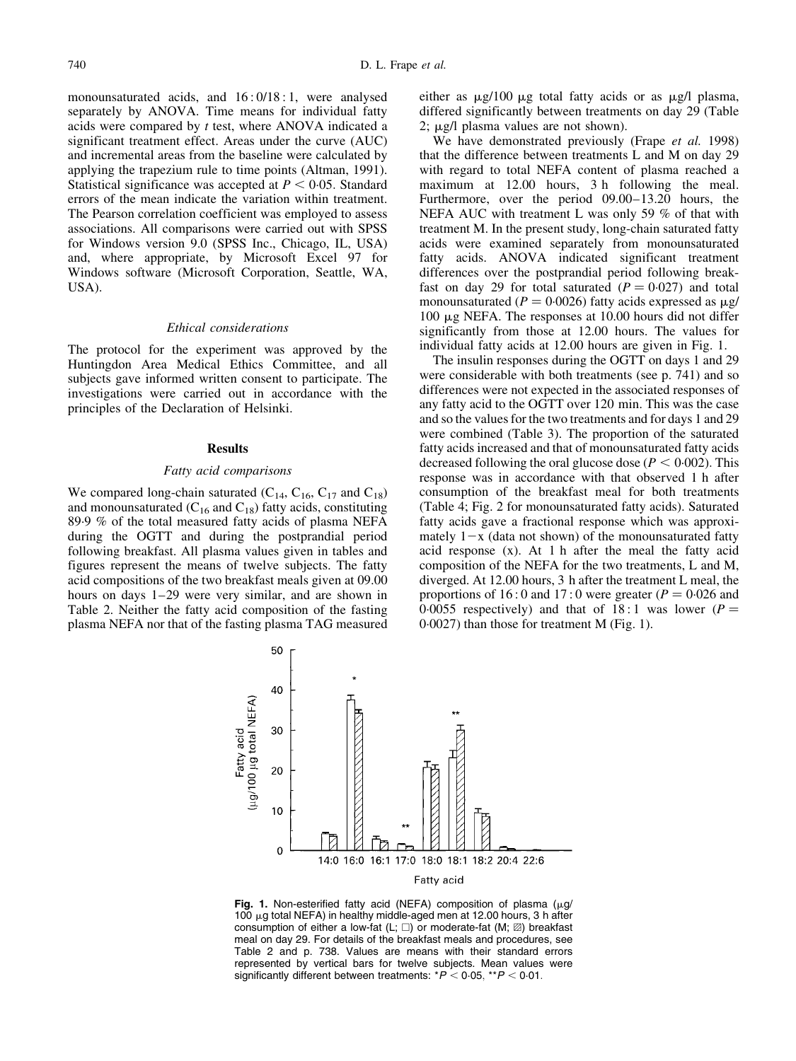monounsaturated acids, and 16 : 0/18 : 1, were analysed separately by ANOVA. Time means for individual fatty acids were compared by *t* test, where ANOVA indicated a significant treatment effect. Areas under the curve (AUC) and incremental areas from the baseline were calculated by applying the trapezium rule to time points (Altman, 1991). Statistical significance was accepted at $P < 0.05$. Standard errors of the mean indicate the variation within treatment. The Pearson correlation coefficient was employed to assess associations. All comparisons were carried out with SPSS for Windows version 9.0 (SPSS Inc., Chicago, IL, USA) and, where appropriate, by Microsoft Excel 97 for Windows software (Microsoft Corporation, Seattle, WA, USA).

### *Ethical considerations*

The protocol for the experiment was approved by the Huntingdon Area Medical Ethics Committee, and all subjects gave informed written consent to participate. The investigations were carried out in accordance with the principles of the Declaration of Helsinki.

## Results

### *Fatty acid comparisons*

We compared long-chain saturated ($C_{14}$, $C_{16}$, $C_{17}$ and $C_{18}$) and monounsaturated ($C_{16}$ and $C_{18}$) fatty acids, constituting 89·9 % of the total measured fatty acids of plasma NEFA during the OGTT and during the postprandial period following breakfast. All plasma values given in tables and figures represent the means of twelve subjects. The fatty acid compositions of the two breakfast meals given at 09.00 hours on days 1–29 were very similar, and are shown in Table 2. Neither the fatty acid composition of the fasting plasma NEFA nor that of the fasting plasma TAG measured either as μg/100 μg total fatty acids or as μg/l plasma, differed significantly between treatments on day 29 (Table 2; μg/l plasma values are not shown).

We have demonstrated previously (Frape *et al.* 1998) that the difference between treatments L and M on day 29 with regard to total NEFA content of plasma reached a maximum at 12.00 hours, 3 h following the meal. Furthermore, over the period 09.00–13.20 hours, the NEFA AUC with treatment L was only 59 % of that with treatment M. In the present study, long-chain saturated fatty acids were examined separately from monounsaturated fatty acids. ANOVA indicated significant treatment differences over the postprandial period following breakfast on day 29 for total saturated ($P = 0.027$) and total monounsaturated ($P = 0.0026$) fatty acids expressed as μg/100 μg NEFA. The responses at 10.00 hours did not differ significantly from those at 12.00 hours. The values for individual fatty acids at 12.00 hours are given in Fig. 1.

The insulin responses during the OGTT on days 1 and 29 were considerable with both treatments (see p. 741) and so differences were not expected in the associated responses of any fatty acid to the OGTT over 120 min. This was the case and so the values for the two treatments and for days 1 and 29 were combined (Table 3). The proportion of the saturated fatty acids increased and that of monounsaturated fatty acids decreased following the oral glucose dose ($P < 0.002$). This response was in accordance with that observed 1 h after consumption of the breakfast meal for both treatments (Table 4; Fig. 2 for monounsaturated fatty acids). Saturated fatty acids gave a fractional response which was approximately $1-x$ (data not shown) of the monounsaturated fatty acid response (x). At 1 h after the meal the fatty acid composition of the NEFA for the two treatments, L and M, diverged. At 12.00 hours, 3 h after the treatment L meal, the proportions of 16 : 0 and 17 : 0 were greater ($P = 0.026$ and 0·0055 respectively) and that of 18 : 1 was lower ($P = 0.0027$) than those for treatment M (Fig. 1).

**Fig. 1.** Non-esterified fatty acid (NEFA) composition of plasma (μg/100 μg total NEFA) in healthy middle-aged men at 12.00 hours, 3 h after consumption of either a low-fat (L; □) or moderate-fat (M; ▨) breakfast meal on day 29. For details of the breakfast meals and procedures, see Table 2 and p. 738. Values are means with their standard errors represented by vertical bars for twelve subjects. Mean values were significantly different between treatments: $^*P < 0.05$, $^{**}P < 0.01$.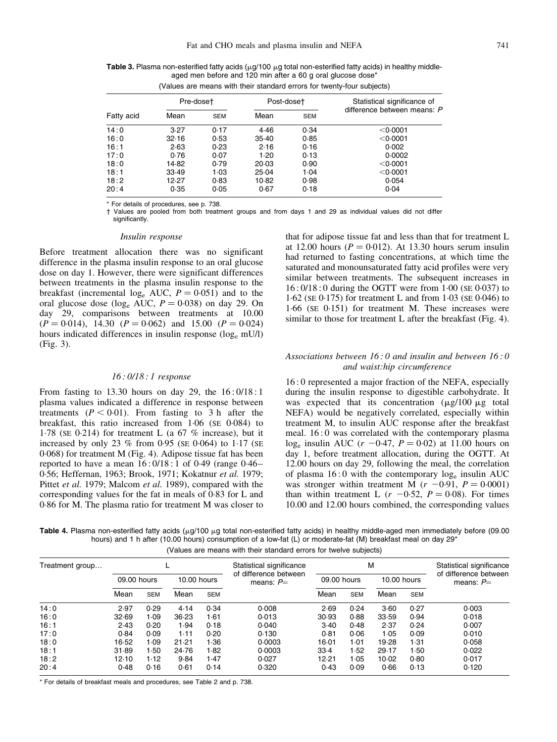**Table 3.** Plasma non-esterified fatty acids (μg/100 μg total non-esterified fatty acids) in healthy middle-aged men before and 120 min after a 60 g oral glucose dose*

(Values are means with their standard errors for twenty-four subjects)

| Fatty acid | Pre-dose† | | Post-dose† | | Statistical significance of difference between means: *P* |
|---|---|---|---|---|---|
| | Mean | SEM | Mean | SEM | |
| 14:0 | 3·27 | 0·17 | 4·46 | 0·34 | <0·0001 |
| 16:0 | 32·16 | 0·53 | 35·40 | 0·85 | <0·0001 |
| 16:1 | 2·63 | 0·23 | 2·16 | 0·16 | 0·002 |
| 17:0 | 0·76 | 0·07 | 1·20 | 0·13 | 0·0002 |
| 18:0 | 14·82 | 0·79 | 20·03 | 0·90 | <0·0001 |
| 18:1 | 33·49 | 1·03 | 25·04 | 1·04 | <0·0001 |
| 18:2 | 12·27 | 0·83 | 10·82 | 0·98 | 0·054 |
| 20:4 | 0·35 | 0·05 | 0·67 | 0·18 | 0·04 |

\* For details of procedures, see p. 738.
† Values are pooled from both treatment groups and from days 1 and 29 as individual values did not differ significantly.

### *Insulin response*

Before treatment allocation there was no significant difference in the plasma insulin response to an oral glucose dose on day 1. However, there were significant differences between treatments in the plasma insulin response to the breakfast (incremental $\log_e$ AUC, $P = 0{\cdot}051$) and to the oral glucose dose ($\log_e$ AUC, $P = 0{\cdot}038$) on day 29. On day 29, comparisons between treatments at 10.00 ($P = 0{\cdot}014$), 14.30 ($P = 0{\cdot}062$) and 15.00 ($P = 0{\cdot}024$) hours indicated differences in insulin response ($\log_e$ mU/l) (Fig. 3).

### *16 : 0/18 : 1 response*

From fasting to 13.30 hours on day 29, the 16 : 0/18 : 1 plasma values indicated a difference in response between treatments ($P < 0{\cdot}01$). From fasting to 3 h after the breakfast, this ratio increased from 1·06 (SE 0·084) to 1·78 (SE 0·214) for treatment L (a 67 % increase), but it increased by only 23 % from 0·95 (SE 0·064) to 1·17 (SE 0·068) for treatment M (Fig. 4). Adipose tissue fat has been reported to have a mean 16 : 0/18 : 1 of 0·49 (range 0·46–0·56; Heffernan, 1963; Brook, 1971; Kokatnur *et al.* 1979; Pittet *et al.* 1979; Malcom *et al.* 1989), compared with the corresponding values for the fat in meals of 0·83 for L and 0·86 for M. The plasma ratio for treatment M was closer to that for adipose tissue fat and less than that for treatment L at 12.00 hours ($P = 0{\cdot}012$). At 13.30 hours serum insulin had returned to fasting concentrations, at which time the saturated and monounsaturated fatty acid profiles were very similar between treatments. The subsequent increases in 16 : 0/18 : 0 during the OGTT were from 1·00 (SE 0·037) to 1·62 (SE 0·175) for treatment L and from 1·03 (SE 0·046) to 1·66 (SE 0·151) for treatment M. These increases were similar to those for treatment L after the breakfast (Fig. 4).

### *Associations between 16 : 0 and insulin and between 16 : 0 and waist:hip circumference*

16 : 0 represented a major fraction of the NEFA, especially during the insulin response to digestible carbohydrate. It was expected that its concentration (μg/100 μg total NEFA) would be negatively correlated, especially within treatment M, to insulin AUC response after the breakfast meal. 16 : 0 was correlated with the contemporary plasma $\log_e$ insulin AUC ($r$ −0·47, $P = 0{\cdot}02$) at 11.00 hours on day 1, before treatment allocation, during the OGTT. At 12.00 hours on day 29, following the meal, the correlation of plasma 16 : 0 with the contemporary $\log_e$ insulin AUC was stronger within treatment M ($r$ −0·91, $P = 0{\cdot}0001$) than within treatment L ($r$ −0·52, $P = 0{\cdot}08$). For times 10.00 and 12.00 hours combined, the corresponding values

**Table 4.** Plasma non-esterified fatty acids (μg/100 μg total non-esterified fatty acids) in healthy middle-aged men immediately before (09.00 hours) and 1 h after (10.00 hours) consumption of a low-fat (L) or moderate-fat (M) breakfast meal on day 29*

(Values are means with their standard errors for twelve subjects)

| Treatment group… | L | | | | Statistical significance of difference between means: *P*= | M | | | | Statistical significance of difference between means: *P*= |
|---|---|---|---|---|---|---|---|---|---|---|
| | 09.00 hours | | 10.00 hours | | | 09.00 hours | | 10.00 hours | | |
| | Mean | SEM | Mean | SEM | | Mean | SEM | Mean | SEM | |
| 14:0 | 2·97 | 0·29 | 4·14 | 0·34 | 0·008 | 2·69 | 0·24 | 3·60 | 0·27 | 0·003 |
| 16:0 | 32·69 | 1·09 | 36·23 | 1·61 | 0·013 | 30·93 | 0·88 | 33·59 | 0·94 | 0·018 |
| 16:1 | 2·43 | 0·20 | 1·94 | 0·18 | 0·040 | 3·40 | 0·48 | 2·37 | 0·24 | 0·007 |
| 17:0 | 0·84 | 0·09 | 1·11 | 0·20 | 0·130 | 0·81 | 0·06 | 1·05 | 0·09 | 0·010 |
| 18:0 | 16·52 | 1·09 | 21·21 | 1·36 | 0·0003 | 16·01 | 1·01 | 19·28 | 1·31 | 0·058 |
| 18:1 | 31·89 | 1·50 | 24·76 | 1·82 | 0·0003 | 33·4 | 1·52 | 29·17 | 1·50 | 0·022 |
| 18:2 | 12·10 | 1·12 | 9·84 | 1·47 | 0·027 | 12·21 | 1·05 | 10·02 | 0·80 | 0·017 |
| 20:4 | 0·48 | 0·16 | 0·61 | 0·14 | 0·320 | 0·43 | 0·09 | 0·66 | 0·13 | 0·120 |

\* For details of breakfast meals and procedures, see Table 2 and p. 738.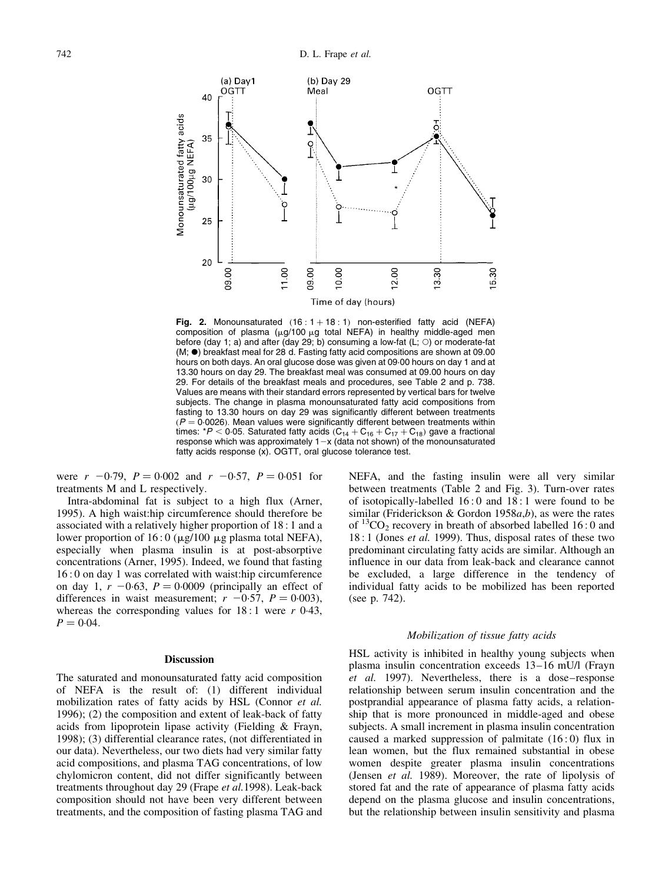**Fig. 2.** Monounsaturated (16 : 1 + 18 : 1) non-esterified fatty acid (NEFA) composition of plasma (μg/100 μg total NEFA) in healthy middle-aged men before (day 1; a) and after (day 29; b) consuming a low-fat (L; ○) or moderate-fat (M; ●) breakfast meal for 28 d. Fasting fatty acid compositions are shown at 09.00 hours on both days. An oral glucose dose was given at 09·00 hours on day 1 and at 13.30 hours on day 29. The breakfast meal was consumed at 09.00 hours on day 29. For details of the breakfast meals and procedures, see Table 2 and p. 738. Values are means with their standard errors represented by vertical bars for twelve subjects. The change in plasma monounsaturated fatty acid compositions from fasting to 13.30 hours on day 29 was significantly different between treatments ($P = 0{\cdot}0026$). Mean values were significantly different between treatments within times: *$P < 0{\cdot}05$. Saturated fatty acids ($C_{14} + C_{16} + C_{17} + C_{18}$) gave a fractional response which was approximately $1-x$ (data not shown) of the monounsaturated fatty acids response ($x$). OGTT, oral glucose tolerance test.

were $r$ −0·79, $P = 0{\cdot}002$ and $r$ −0·57, $P = 0{\cdot}051$ for treatments M and L respectively.

Intra-abdominal fat is subject to a high flux (Arner, 1995). A high waist:hip circumference should therefore be associated with a relatively higher proportion of 18 : 1 and a lower proportion of 16 : 0 (μg/100 μg plasma total NEFA), especially when plasma insulin is at post-absorptive concentrations (Arner, 1995). Indeed, we found that fasting 16 : 0 on day 1 was correlated with waist:hip circumference on day 1, $r$ −0·63, $P = 0{\cdot}0009$ (principally an effect of differences in waist measurement; $r$ −0·57, $P = 0{\cdot}003$), whereas the corresponding values for 18 : 1 were $r$ 0·43, $P = 0{\cdot}04$.

## Discussion

The saturated and monounsaturated fatty acid composition of NEFA is the result of: (1) different individual mobilization rates of fatty acids by HSL (Connor *et al.* 1996); (2) the composition and extent of leak-back of fatty acids from lipoprotein lipase activity (Fielding & Frayn, 1998); (3) differential clearance rates, (not differentiated in our data). Nevertheless, our two diets had very similar fatty acid compositions, and plasma TAG concentrations, of low chylomicron content, did not differ significantly between treatments throughout day 29 (Frape *et al.* 1998). Leak-back composition should not have been very different between treatments, and the composition of fasting plasma TAG and NEFA, and the fasting insulin were all very similar between treatments (Table 2 and Fig. 3). Turn-over rates of isotopically-labelled 16 : 0 and 18 : 1 were found to be similar (Friderickson & Gordon 1958*a*,*b*), as were the rates of $^{13}CO_2$ recovery in breath of absorbed labelled 16 : 0 and 18 : 1 (Jones *et al.* 1999). Thus, disposal rates of these two predominant circulating fatty acids are similar. Although an influence in our data from leak-back and clearance cannot be excluded, a large difference in the tendency of individual fatty acids to be mobilized has been reported (see p. 742).

### *Mobilization of tissue fatty acids*

HSL activity is inhibited in healthy young subjects when plasma insulin concentration exceeds 13–16 mU/l (Frayn *et al.* 1997). Nevertheless, there is a dose–response relationship between serum insulin concentration and the postprandial appearance of plasma fatty acids, a relationship that is more pronounced in middle-aged and obese subjects. A small increment in plasma insulin concentration caused a marked suppression of palmitate (16 : 0) flux in lean women, but the flux remained substantial in obese women despite greater plasma insulin concentrations (Jensen *et al.* 1989). Moreover, the rate of lipolysis of stored fat and the rate of appearance of plasma fatty acids depend on the plasma glucose and insulin concentrations, but the relationship between insulin sensitivity and plasma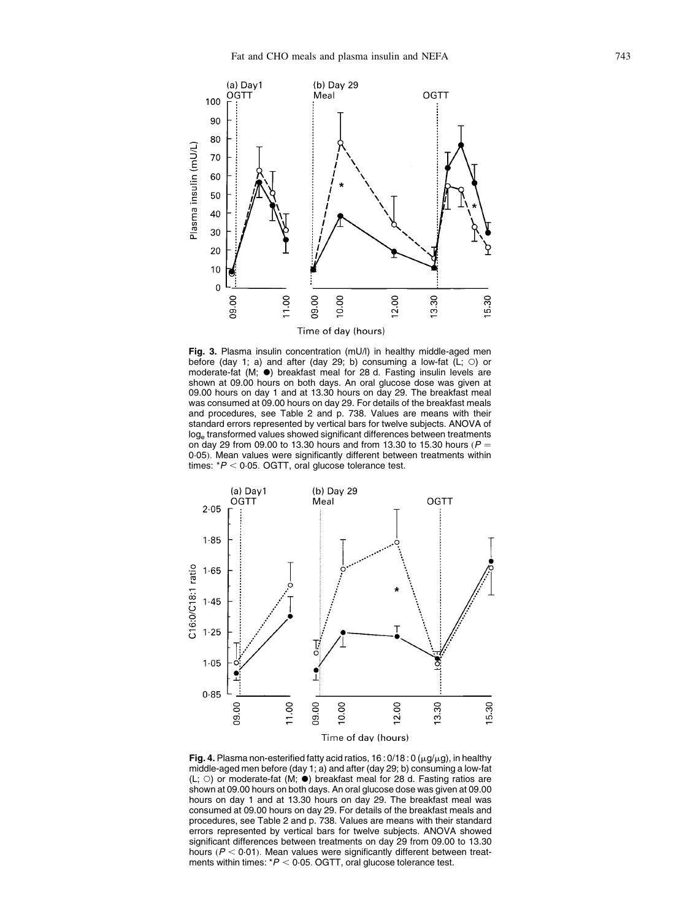Fig. 3. Plasma insulin concentration (mU/l) in healthy middle-aged men before (day 1; a) and after (day 29; b) consuming a low-fat (L; ○) or moderate-fat (M; ●) breakfast meal for 28 d. Fasting insulin levels are shown at 09.00 hours on both days. An oral glucose dose was given at 09.00 hours on day 1 and at 13.30 hours on day 29. The breakfast meal was consumed at 09.00 hours on day 29. For details of the breakfast meals and procedures, see Table 2 and p. 738. Values are means with their standard errors represented by vertical bars for twelve subjects. ANOVA of $\log_e$ transformed values showed significant differences between treatments on day 29 from 09.00 to 13.30 hours and from 13.30 to 15.30 hours ($P = 0.05$). Mean values were significantly different between treatments within times: *$P < 0.05$. OGTT, oral glucose tolerance test.

Fig. 4. Plasma non-esterified fatty acid ratios, 16 : 0/18 : 0 (μg/μg), in healthy middle-aged men before (day 1; a) and after (day 29; b) consuming a low-fat (L; ○) or moderate-fat (M; ●) breakfast meal for 28 d. Fasting ratios are shown at 09.00 hours on both days. An oral glucose dose was given at 09.00 hours on day 1 and at 13.30 hours on day 29. The breakfast meal was consumed at 09.00 hours on day 29. For details of the breakfast meals and procedures, see Table 2 and p. 738. Values are means with their standard errors represented by vertical bars for twelve subjects. ANOVA showed significant differences between treatments on day 29 from 09.00 to 13.30 hours ($P < 0.01$). Mean values were significantly different between treatments within times: *$P < 0.05$. OGTT, oral glucose tolerance test.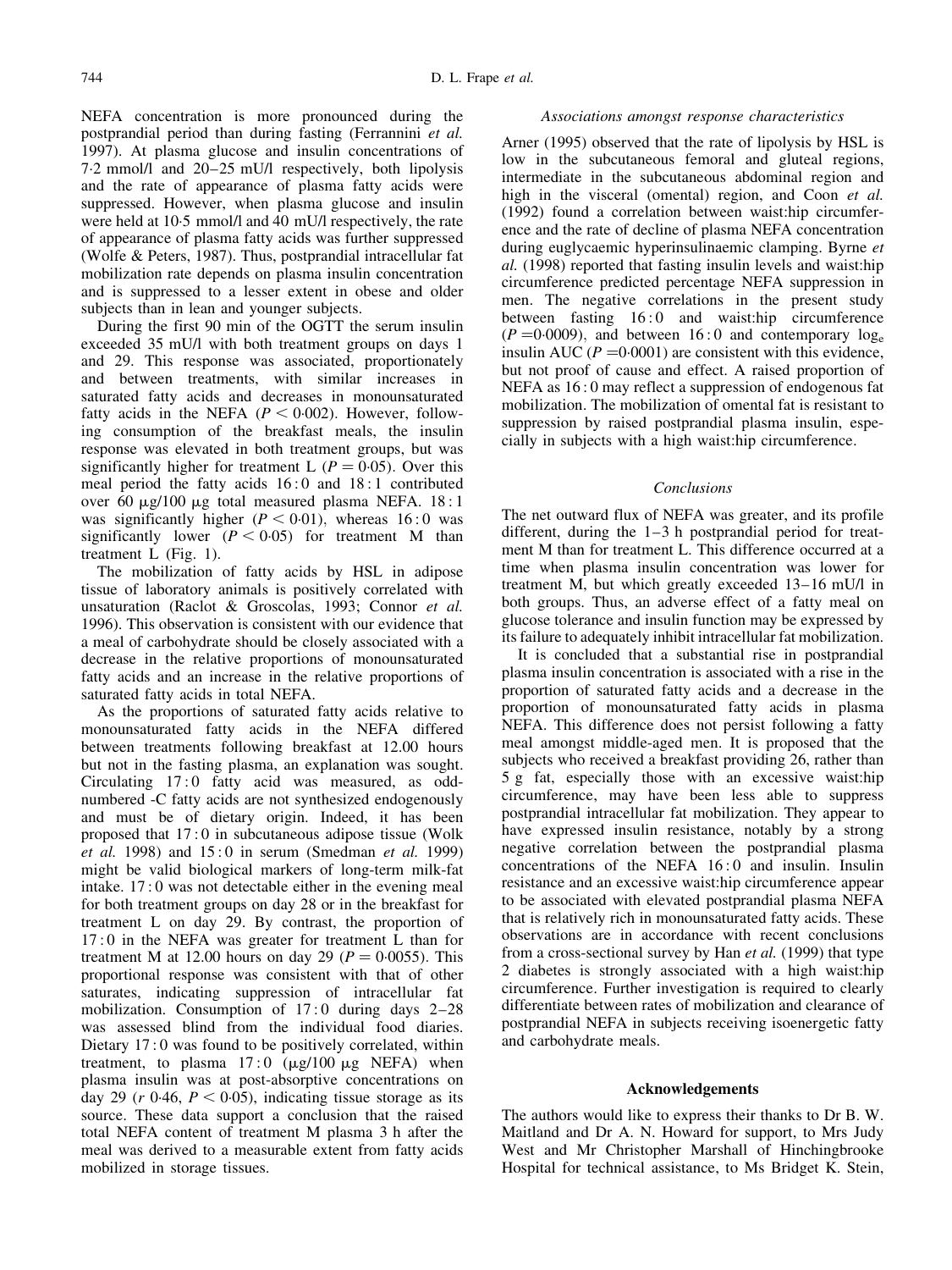NEFA concentration is more pronounced during the postprandial period than during fasting (Ferrannini *et al.* 1997). At plasma glucose and insulin concentrations of 7·2 mmol/l and 20–25 mU/l respectively, both lipolysis and the rate of appearance of plasma fatty acids were suppressed. However, when plasma glucose and insulin were held at 10·5 mmol/l and 40 mU/l respectively, the rate of appearance of plasma fatty acids was further suppressed (Wolfe & Peters, 1987). Thus, postprandial intracellular fat mobilization rate depends on plasma insulin concentration and is suppressed to a lesser extent in obese and older subjects than in lean and younger subjects.

During the first 90 min of the OGTT the serum insulin exceeded 35 mU/l with both treatment groups on days 1 and 29. This response was associated, proportionately and between treatments, with similar increases in saturated fatty acids and decreases in monounsaturated fatty acids in the NEFA ($P < 0.002$). However, following consumption of the breakfast meals, the insulin response was elevated in both treatment groups, but was significantly higher for treatment L ($P = 0.05$). Over this meal period the fatty acids 16 : 0 and 18 : 1 contributed over 60 μg/100 μg total measured plasma NEFA. 18 : 1 was significantly higher ($P < 0.01$), whereas 16 : 0 was significantly lower ($P < 0.05$) for treatment M than treatment L (Fig. 1).

The mobilization of fatty acids by HSL in adipose tissue of laboratory animals is positively correlated with unsaturation (Raclot & Groscolas, 1993; Connor *et al.* 1996). This observation is consistent with our evidence that a meal of carbohydrate should be closely associated with a decrease in the relative proportions of monounsaturated fatty acids and an increase in the relative proportions of saturated fatty acids in total NEFA.

As the proportions of saturated fatty acids relative to monounsaturated fatty acids in the NEFA differed between treatments following breakfast at 12.00 hours but not in the fasting plasma, an explanation was sought. Circulating 17 : 0 fatty acid was measured, as odd-numbered -C fatty acids are not synthesized endogenously and must be of dietary origin. Indeed, it has been proposed that 17 : 0 in subcutaneous adipose tissue (Wolk *et al.* 1998) and 15 : 0 in serum (Smedman *et al.* 1999) might be valid biological markers of long-term milk-fat intake. 17 : 0 was not detectable either in the evening meal for both treatment groups on day 28 or in the breakfast for treatment L on day 29. By contrast, the proportion of 17 : 0 in the NEFA was greater for treatment L than for treatment M at 12.00 hours on day 29 ($P = 0.0055$). This proportional response was consistent with that of other saturates, indicating suppression of intracellular fat mobilization. Consumption of 17 : 0 during days 2–28 was assessed blind from the individual food diaries. Dietary 17 : 0 was found to be positively correlated, within treatment, to plasma 17 : 0 (μg/100 μg NEFA) when plasma insulin was at post-absorptive concentrations on day 29 ($r$ 0·46, $P < 0.05$), indicating tissue storage as its source. These data support a conclusion that the raised total NEFA content of treatment M plasma 3 h after the meal was derived to a measurable extent from fatty acids mobilized in storage tissues.

### *Associations amongst response characteristics*

Arner (1995) observed that the rate of lipolysis by HSL is low in the subcutaneous femoral and gluteal regions, intermediate in the subcutaneous abdominal region and high in the visceral (omental) region, and Coon *et al.* (1992) found a correlation between waist:hip circumference and the rate of decline of plasma NEFA concentration during euglycaemic hyperinsulinaemic clamping. Byrne *et al.* (1998) reported that fasting insulin levels and waist:hip circumference predicted percentage NEFA suppression in men. The negative correlations in the present study between fasting 16 : 0 and waist:hip circumference ($P = 0.0009$), and between 16 : 0 and contemporary $\log_e$ insulin AUC ($P = 0.0001$) are consistent with this evidence, but not proof of cause and effect. A raised proportion of NEFA as 16 : 0 may reflect a suppression of endogenous fat mobilization. The mobilization of omental fat is resistant to suppression by raised postprandial plasma insulin, especially in subjects with a high waist:hip circumference.

### *Conclusions*

The net outward flux of NEFA was greater, and its profile different, during the 1–3 h postprandial period for treatment M than for treatment L. This difference occurred at a time when plasma insulin concentration was lower for treatment M, but which greatly exceeded 13–16 mU/l in both groups. Thus, an adverse effect of a fatty meal on glucose tolerance and insulin function may be expressed by its failure to adequately inhibit intracellular fat mobilization.

It is concluded that a substantial rise in postprandial plasma insulin concentration is associated with a rise in the proportion of saturated fatty acids and a decrease in the proportion of monounsaturated fatty acids in plasma NEFA. This difference does not persist following a fatty meal amongst middle-aged men. It is proposed that the subjects who received a breakfast providing 26, rather than 5 g fat, especially those with an excessive waist:hip circumference, may have been less able to suppress postprandial intracellular fat mobilization. They appear to have expressed insulin resistance, notably by a strong negative correlation between the postprandial plasma concentrations of the NEFA 16 : 0 and insulin. Insulin resistance and an excessive waist:hip circumference appear to be associated with elevated postprandial plasma NEFA that is relatively rich in monounsaturated fatty acids. These observations are in accordance with recent conclusions from a cross-sectional survey by Han *et al.* (1999) that type 2 diabetes is strongly associated with a high waist:hip circumference. Further investigation is required to clearly differentiate between rates of mobilization and clearance of postprandial NEFA in subjects receiving isoenergetic fatty and carbohydrate meals.

## Acknowledgements

The authors would like to express their thanks to Dr B. W. Maitland and Dr A. N. Howard for support, to Mrs Judy West and Mr Christopher Marshall of Hinchingbrooke Hospital for technical assistance, to Ms Bridget K. Stein,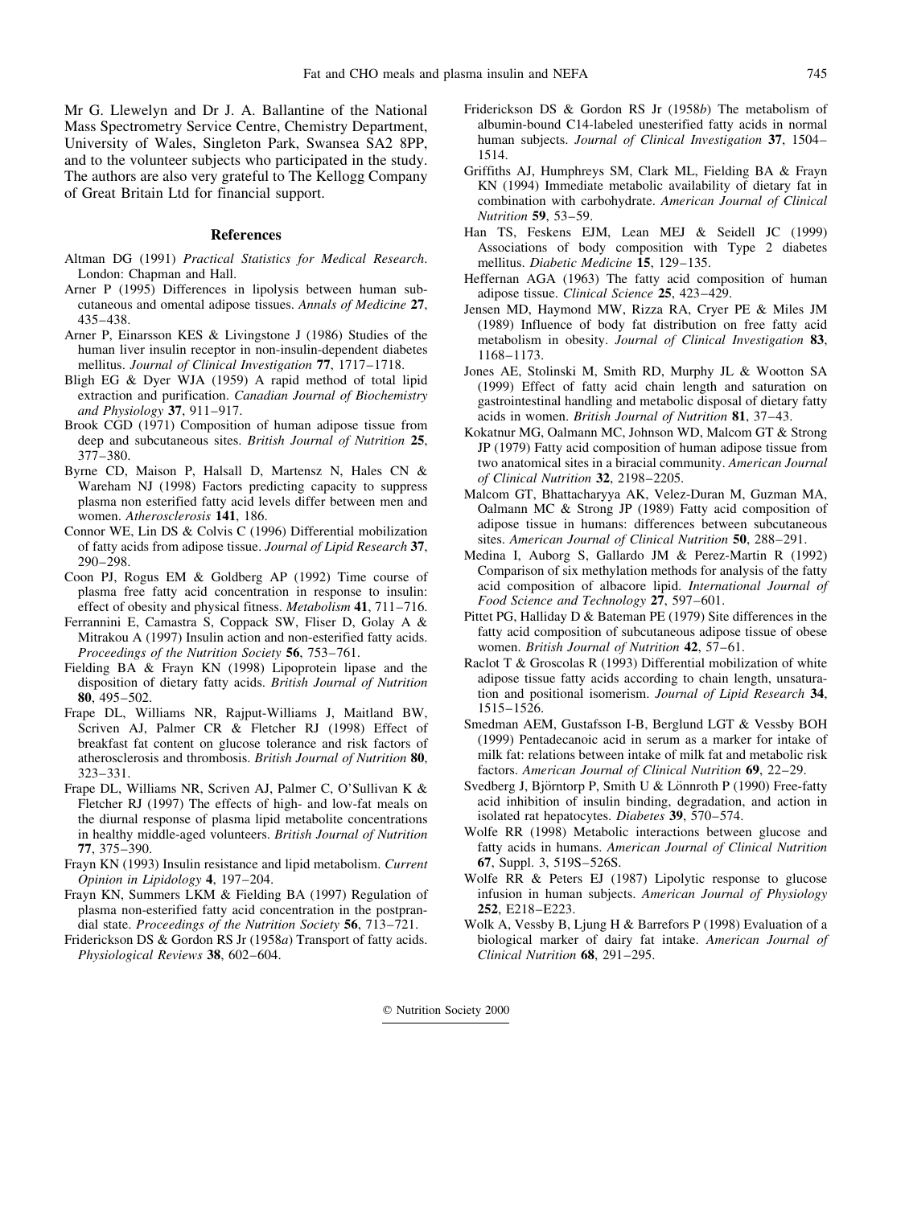Mr G. Llewelyn and Dr J. A. Ballantine of the National Mass Spectrometry Service Centre, Chemistry Department, University of Wales, Singleton Park, Swansea SA2 8PP, and to the volunteer subjects who participated in the study. The authors are also very grateful to The Kellogg Company of Great Britain Ltd for financial support.

## References

Altman DG (1991) *Practical Statistics for Medical Research*. London: Chapman and Hall.

Arner P (1995) Differences in lipolysis between human subcutaneous and omental adipose tissues. *Annals of Medicine* **27**, 435–438.

Arner P, Einarsson KES & Livingstone J (1986) Studies of the human liver insulin receptor in non-insulin-dependent diabetes mellitus. *Journal of Clinical Investigation* **77**, 1717–1718.

Bligh EG & Dyer WJA (1959) A rapid method of total lipid extraction and purification. *Canadian Journal of Biochemistry and Physiology* **37**, 911–917.

Brook CGD (1971) Composition of human adipose tissue from deep and subcutaneous sites. *British Journal of Nutrition* **25**, 377–380.

Byrne CD, Maison P, Halsall D, Martensz N, Hales CN & Wareham NJ (1998) Factors predicting capacity to suppress plasma non esterified fatty acid levels differ between men and women. *Atherosclerosis* **141**, 186.

Connor WE, Lin DS & Colvis C (1996) Differential mobilization of fatty acids from adipose tissue. *Journal of Lipid Research* **37**, 290–298.

Coon PJ, Rogus EM & Goldberg AP (1992) Time course of plasma free fatty acid concentration in response to insulin: effect of obesity and physical fitness. *Metabolism* **41**, 711–716.

Ferrannini E, Camastra S, Coppack SW, Fliser D, Golay A & Mitrakou A (1997) Insulin action and non-esterified fatty acids. *Proceedings of the Nutrition Society* **56**, 753–761.

Fielding BA & Frayn KN (1998) Lipoprotein lipase and the disposition of dietary fatty acids. *British Journal of Nutrition* **80**, 495–502.

Frape DL, Williams NR, Rajput-Williams J, Maitland BW, Scriven AJ, Palmer CR & Fletcher RJ (1998) Effect of breakfast fat content on glucose tolerance and risk factors of atherosclerosis and thrombosis. *British Journal of Nutrition* **80**, 323–331.

Frape DL, Williams NR, Scriven AJ, Palmer C, O'Sullivan K & Fletcher RJ (1997) The effects of high- and low-fat meals on the diurnal response of plasma lipid metabolite concentrations in healthy middle-aged volunteers. *British Journal of Nutrition* **77**, 375–390.

Frayn KN (1993) Insulin resistance and lipid metabolism. *Current Opinion in Lipidology* **4**, 197–204.

Frayn KN, Summers LKM & Fielding BA (1997) Regulation of plasma non-esterified fatty acid concentration in the postprandial state. *Proceedings of the Nutrition Society* **56**, 713–721.

Friderickson DS & Gordon RS Jr (1958*a*) Transport of fatty acids. *Physiological Reviews* **38**, 602–604.

Friderickson DS & Gordon RS Jr (1958*b*) The metabolism of albumin-bound C14-labeled unesterified fatty acids in normal human subjects. *Journal of Clinical Investigation* **37**, 1504–1514.

Griffiths AJ, Humphreys SM, Clark ML, Fielding BA & Frayn KN (1994) Immediate metabolic availability of dietary fat in combination with carbohydrate. *American Journal of Clinical Nutrition* **59**, 53–59.

Han TS, Feskens EJM, Lean MEJ & Seidell JC (1999) Associations of body composition with Type 2 diabetes mellitus. *Diabetic Medicine* **15**, 129–135.

Heffernan AGA (1963) The fatty acid composition of human adipose tissue. *Clinical Science* **25**, 423–429.

Jensen MD, Haymond MW, Rizza RA, Cryer PE & Miles JM (1989) Influence of body fat distribution on free fatty acid metabolism in obesity. *Journal of Clinical Investigation* **83**, 1168–1173.

Jones AE, Stolinski M, Smith RD, Murphy JL & Wootton SA (1999) Effect of fatty acid chain length and saturation on gastrointestinal handling and metabolic disposal of dietary fatty acids in women. *British Journal of Nutrition* **81**, 37–43.

Kokatnur MG, Oalmann MC, Johnson WD, Malcom GT & Strong JP (1979) Fatty acid composition of human adipose tissue from two anatomical sites in a biracial community. *American Journal of Clinical Nutrition* **32**, 2198–2205.

Malcom GT, Bhattacharyya AK, Velez-Duran M, Guzman MA, Oalmann MC & Strong JP (1989) Fatty acid composition of adipose tissue in humans: differences between subcutaneous sites. *American Journal of Clinical Nutrition* **50**, 288–291.

Medina I, Auborg S, Gallardo JM & Perez-Martin R (1992) Comparison of six methylation methods for analysis of the fatty acid composition of albacore lipid. *International Journal of Food Science and Technology* **27**, 597–601.

Pittet PG, Halliday D & Bateman PE (1979) Site differences in the fatty acid composition of subcutaneous adipose tissue of obese women. *British Journal of Nutrition* **42**, 57–61.

Raclot T & Groscolas R (1993) Differential mobilization of white adipose tissue fatty acids according to chain length, unsaturation and positional isomerism. *Journal of Lipid Research* **34**, 1515–1526.

Smedman AEM, Gustafsson I-B, Berglund LGT & Vessby BOH (1999) Pentadecanoic acid in serum as a marker for intake of milk fat: relations between intake of milk fat and metabolic risk factors. *American Journal of Clinical Nutrition* **69**, 22–29.

Svedberg J, Björntorp P, Smith U & Lönnroth P (1990) Free-fatty acid inhibition of insulin binding, degradation, and action in isolated rat hepatocytes. *Diabetes* **39**, 570–574.

Wolfe RR (1998) Metabolic interactions between glucose and fatty acids in humans. *American Journal of Clinical Nutrition* **67**, Suppl. 3, 519S–526S.

Wolfe RR & Peters EJ (1987) Lipolytic response to glucose infusion in human subjects. *American Journal of Physiology* **252**, E218–E223.

Wolk A, Vessby B, Ljung H & Barrefors P (1998) Evaluation of a biological marker of dairy fat intake. *American Journal of Clinical Nutrition* **68**, 291–295.

© Nutrition Society 2000